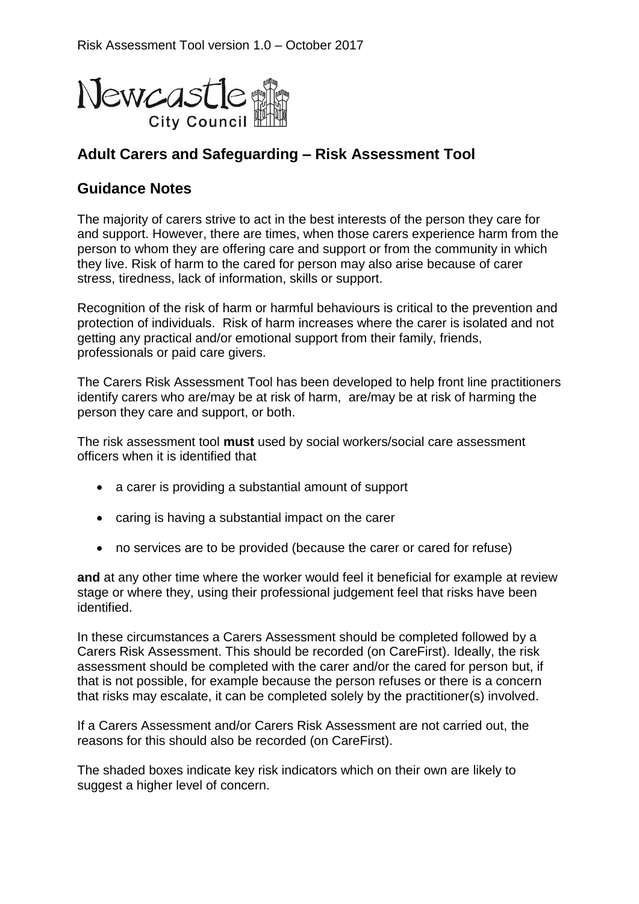Newcastle City Council

## Adult Carers and Safeguarding – Risk Assessment Tool

## Guidance Notes

The majority of carers strive to act in the best interests of the person they care for and support. However, there are times, when those carers experience harm from the person to whom they are offering care and support or from the community in which they live. Risk of harm to the cared for person may also arise because of carer stress, tiredness, lack of information, skills or support.

Recognition of the risk of harm or harmful behaviours is critical to the prevention and protection of individuals. Risk of harm increases where the carer is isolated and not getting any practical and/or emotional support from their family, friends, professionals or paid care givers.

The Carers Risk Assessment Tool has been developed to help front line practitioners identify carers who are/may be at risk of harm, are/may be at risk of harming the person they care and support, or both.

The risk assessment tool **must** used by social workers/social care assessment officers when it is identified that

- a carer is providing a substantial amount of support
- caring is having a substantial impact on the carer
- no services are to be provided (because the carer or cared for refuse)

**and** at any other time where the worker would feel it beneficial for example at review stage or where they, using their professional judgement feel that risks have been identified.

In these circumstances a Carers Assessment should be completed followed by a Carers Risk Assessment. This should be recorded (on CareFirst). Ideally, the risk assessment should be completed with the carer and/or the cared for person but, if that is not possible, for example because the person refuses or there is a concern that risks may escalate, it can be completed solely by the practitioner(s) involved.

If a Carers Assessment and/or Carers Risk Assessment are not carried out, the reasons for this should also be recorded (on CareFirst).

The shaded boxes indicate key risk indicators which on their own are likely to suggest a higher level of concern.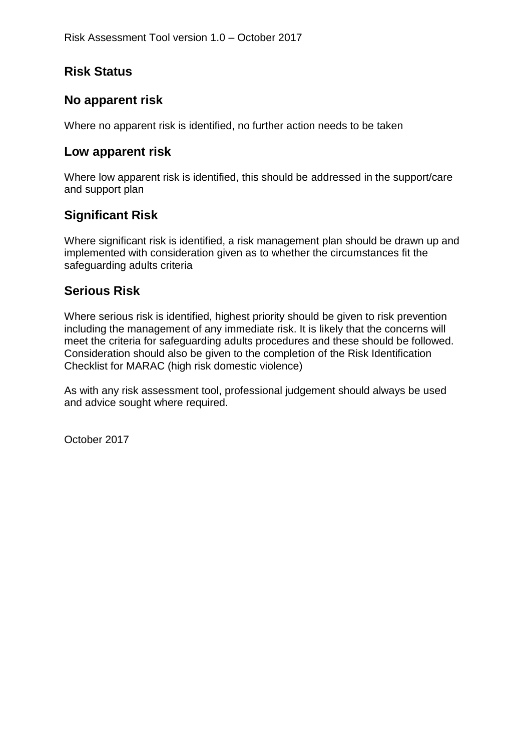## Risk Status

## No apparent risk

Where no apparent risk is identified, no further action needs to be taken

## Low apparent risk

Where low apparent risk is identified, this should be addressed in the support/care and support plan

## Significant Risk

Where significant risk is identified, a risk management plan should be drawn up and implemented with consideration given as to whether the circumstances fit the safeguarding adults criteria

## Serious Risk

Where serious risk is identified, highest priority should be given to risk prevention including the management of any immediate risk. It is likely that the concerns will meet the criteria for safeguarding adults procedures and these should be followed. Consideration should also be given to the completion of the Risk Identification Checklist for MARAC (high risk domestic violence)

As with any risk assessment tool, professional judgement should always be used and advice sought where required.

October 2017